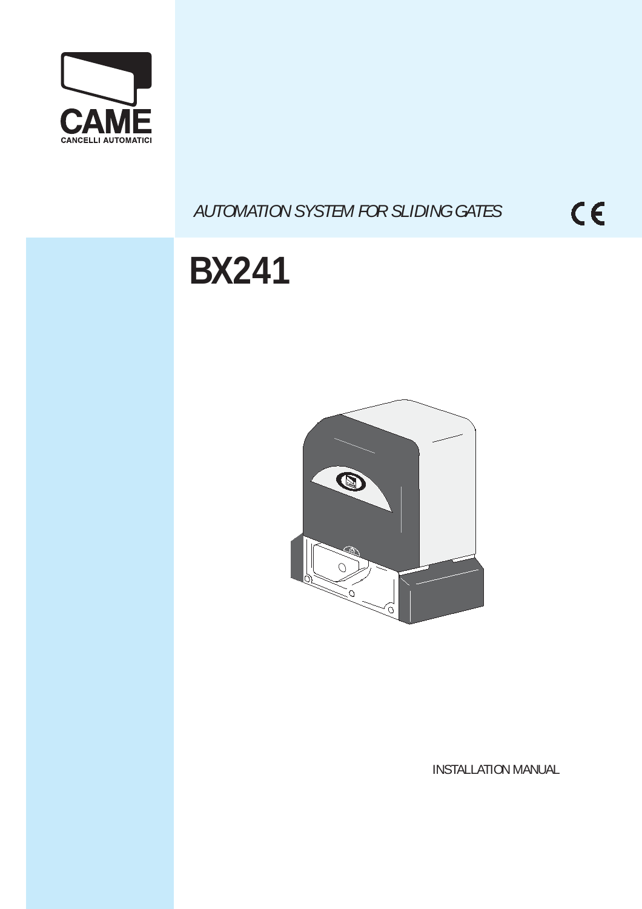CAME

CANCELLI AUTOMATICI

*AUTOMATION SYSTEM FOR SLIDING GATES*

CE

# BX241

INSTALLATION MANUAL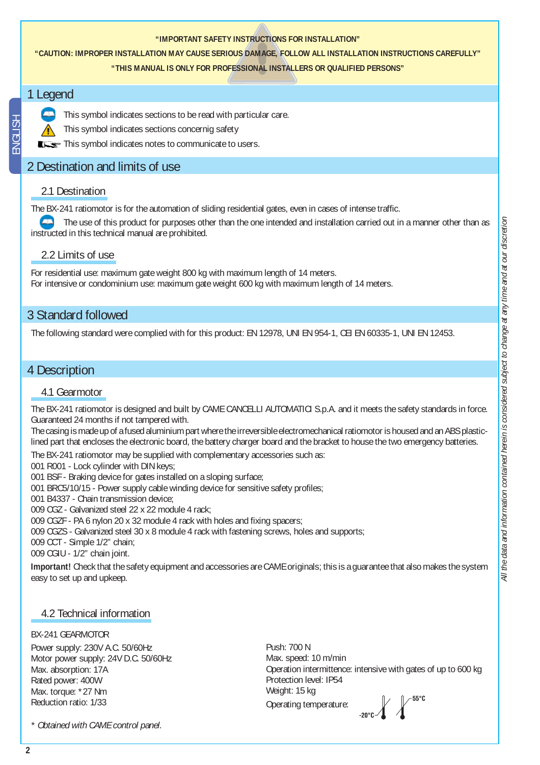**"IMPORTANT SAFETY INSTRUCTIONS FOR INSTALLATION"**

**"CAUTION: IMPROPER INSTALLATION MAY CAUSE SERIOUS DAMAGE, FOLLOW ALL INSTALLATION INSTRUCTIONS CAREFULLY"**

**"THIS MANUAL IS ONLY FOR PROFESSIONAL INSTALLERS OR QUALIFIED PERSONS"**

# 1 Legend

This symbol indicates sections to be read with particular care.

This symbol indicates sections concernig safety

This symbol indicates notes to communicate to users.

# 2 Destination and limits of use

## 2.1 Destination

The BX-241 ratiomotor is for the automation of sliding residential gates, even in cases of intense traffic.

The use of this product for purposes other than the one intended and installation carried out in a manner other than as instructed in this technical manual are prohibited.

## 2.2 Limits of use

For residential use: maximum gate weight 800 kg with maximum length of 14 meters.
For intensive or condominium use: maximum gate weight 600 kg with maximum length of 14 meters.

# 3 Standard followed

The following standard were complied with for this product: EN 12978, UNI EN 954-1, CEI EN 60335-1, UNI EN 12453.

# 4 Description

## 4.1 Gearmotor

The BX-241 ratiomotor is designed and built by CAME CANCELLI AUTOMATICI S.p.A. and it meets the safety standards in force. Guaranteed 24 months if not tampered with.
The casing is made up of a fused aluminium part where the irreversible electromechanical ratiomotor is housed and an ABS plastic-lined part that encloses the electronic board, the battery charger board and the bracket to house the two emergency batteries.

The BX-241 ratiomotor may be supplied with complementary accessories such as:
001 R001 - Lock cylinder with DIN keys;
001 BSF - Braking device for gates installed on a sloping surface;
001 BRC5/10/15 - Power supply cable winding device for sensitive safety profiles;
001 B4337 - Chain transmission device;
009 CGZ - Galvanized steel 22 x 22 module 4 rack;
009 CGZF - PA 6 nylon 20 x 32 module 4 rack with holes and fixing spacers;
009 CGZS - Galvanized steel 30 x 8 module 4 rack with fastening screws, holes and supports;
009 CCT - Simple 1/2" chain;
009 CGIU - 1/2" chain joint.

**Important!** Check that the safety equipment and accessories are CAME originals; this is a guarantee that also makes the system easy to set up and upkeep.

## 4.2 Technical information

BX-241 GEARMOTOR

Power supply: 230V A.C. 50/60Hz
Motor power supply: 24V D.C. 50/60Hz
Max. absorption: 17A
Rated power: 400W
Max. torque: *27 Nm
Reduction ratio: 1/33

Push: 700 N
Max. speed: 10 m/min
Operation intermittence: intensive with gates of up to 600 kg
Protection level: IP54
Weight: 15 kg
Operating temperature: -20°C / 55°C

\* *Obtained with CAME control panel.*

*All the data and information contained herein is considered subject to change at any time and at our discretion*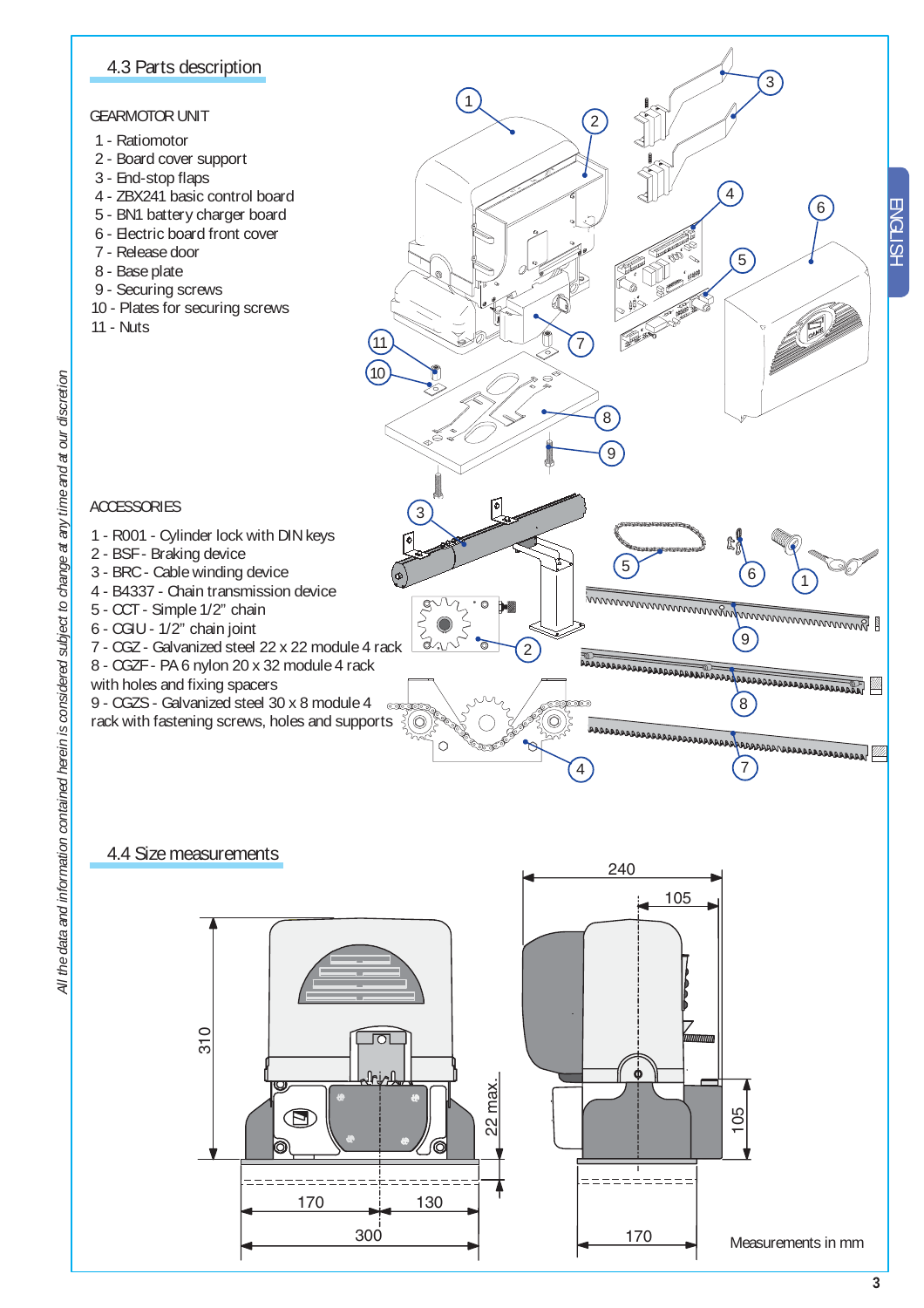## 4.3 Parts description

GEARMOTOR UNIT

1 - Ratiomotor
2 - Board cover support
3 - End-stop flaps
4 - ZBX241 basic control board
5 - BN1 battery charger board
6 - Electric board front cover
7 - Release door
8 - Base plate
9 - Securing screws
10 - Plates for securing screws
11 - Nuts

ACCESSORIES

1 - R001 - Cylinder lock with DIN keys
2 - BSF - Braking device
3 - BRC - Cable winding device
4 - B4337 - Chain transmission device
5 - CCT - Simple 1/2" chain
6 - CGIU - 1/2" chain joint
7 - CGZ - Galvanized steel 22 x 22 module 4 rack
8 - CGZF - PA 6 nylon 20 x 32 module 4 rack with holes and fixing spacers
9 - CGZS - Galvanized steel 30 x 8 module 4 rack with fastening screws, holes and supports

## 4.4 Size measurements

Measurements in mm

*All the data and information contained herein is considered subject to change at any time and at our discretion*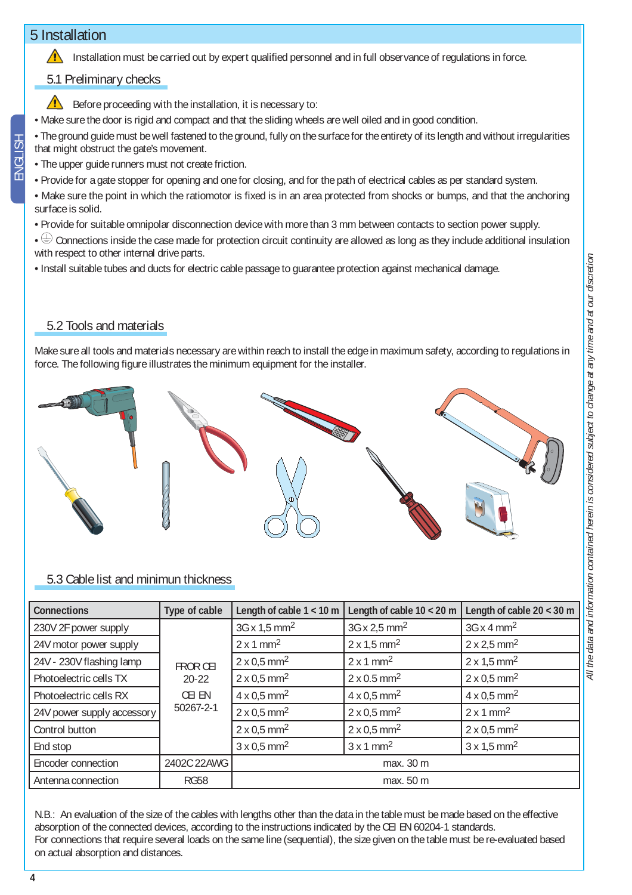# 5 Installation

⚠ Installation must be carried out by expert qualified personnel and in full observance of regulations in force.

## 5.1 Preliminary checks

⚠ Before proceeding with the installation, it is necessary to:

- Make sure the door is rigid and compact and that the sliding wheels are well oiled and in good condition.
- The ground guide must be well fastened to the ground, fully on the surface for the entirety of its length and without irregularities that might obstruct the gate's movement.
- The upper guide runners must not create friction.
- Provide for a gate stopper for opening and one for closing, and for the path of electrical cables as per standard system.
- Make sure the point in which the ratiomotor is fixed is in an area protected from shocks or bumps, and that the anchoring surface is solid.
- Provide for suitable omnipolar disconnection device with more than 3 mm between contacts to section power supply.
- ⏚ Connections inside the case made for protection circuit continuity are allowed as long as they include additional insulation with respect to other internal drive parts.
- Install suitable tubes and ducts for electric cable passage to guarantee protection against mechanical damage.

## 5.2 Tools and materials

Make sure all tools and materials necessary are within reach to install the edge in maximum safety, according to regulations in force. The following figure illustrates the minimum equipment for the installer.

## 5.3 Cable list and minimun thickness

| Connections | Type of cable | Length of cable 1 < 10 m | Length of cable 10 < 20 m | Length of cable 20 < 30 m |
|---|---|---|---|---|
| 230V 2F power supply | FROR CEI 20-22 CEI EN 50267-2-1 | 3G x 1,5 mm² | 3G x 2,5 mm² | 3G x 4 mm² |
| 24V motor power supply | | 2 x 1 mm² | 2 x 1,5 mm² | 2 x 2,5 mm² |
| 24V - 230V flashing lamp | | 2 x 0,5 mm² | 2 x 1 mm² | 2 x 1,5 mm² |
| Photoelectric cells TX | | 2 x 0,5 mm² | 2 x 0.5 mm² | 2 x 0,5 mm² |
| Photoelectric cells RX | | 4 x 0,5 mm² | 4 x 0,5 mm² | 4 x 0,5 mm² |
| 24V power supply accessory | | 2 x 0,5 mm² | 2 x 0,5 mm² | 2 x 1 mm² |
| Control button | | 2 x 0,5 mm² | 2 x 0,5 mm² | 2 x 0,5 mm² |
| End stop | | 3 x 0,5 mm² | 3 x 1 mm² | 3 x 1,5 mm² |
| Encoder connection | 2402C 22AWG | max. 30 m | | |
| Antenna connection | RG58 | max. 50 m | | |

N.B.: An evaluation of the size of the cables with lengths other than the data in the table must be made based on the effective absorption of the connected devices, according to the instructions indicated by the CEI EN 60204-1 standards.
For connections that require several loads on the same line (sequential), the size given on the table must be re-evaluated based on actual absorption and distances.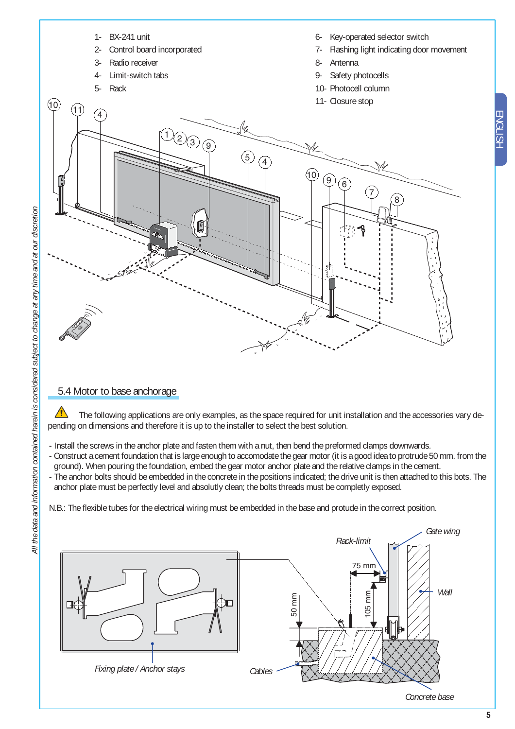1- BX-241 unit
2- Control board incorporated
3- Radio receiver
4- Limit-switch tabs
5- Rack
6- Key-operated selector switch
7- Flashing light indicating door movement
8- Antenna
9- Safety photocells
10- Photocell column
11- Closure stop

## 5.4 Motor to base anchorage

⚠ The following applications are only examples, as the space required for unit installation and the accessories vary depending on dimensions and therefore it is up to the installer to select the best solution.

- Install the screws in the anchor plate and fasten them with a nut, then bend the preformed clamps downwards.
- Construct a cement foundation that is large enough to accomodate the gear motor (it is a good idea to protrude 50 mm. from the ground). When pouring the foundation, embed the gear motor anchor plate and the relative clamps in the cement.
- The anchor bolts should be embedded in the concrete in the positions indicated; the drive unit is then attached to this bots. The anchor plate must be perfectly level and absolutly clean; the bolts threads must be completly exposed.

N.B.: The flexible tubes for the electrical wiring must be embedded in the base and protude in the correct position.

Gate wing, Rack-limit, 75 mm, Wall, 105 mm, 50 mm, Fixing plate / Anchor stays, Cables, Concrete base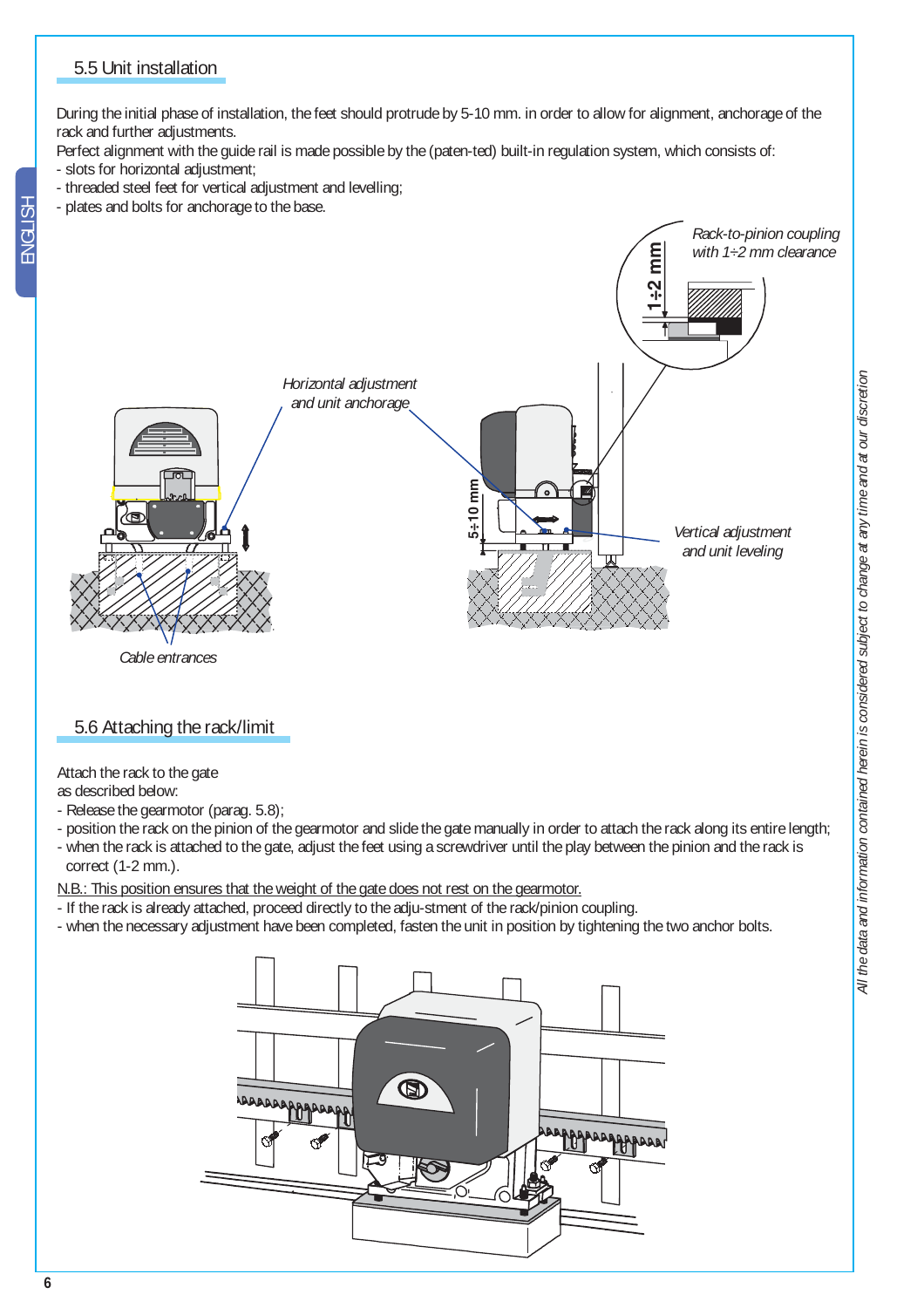## 5.5 Unit installation

During the initial phase of installation, the feet should protrude by 5-10 mm. in order to allow for alignment, anchorage of the rack and further adjustments.
Perfect alignment with the guide rail is made possible by the (paten-ted) built-in regulation system, which consists of:
- slots for horizontal adjustment;
- threaded steel feet for vertical adjustment and levelling;
- plates and bolts for anchorage to the base.

## 5.6 Attaching the rack/limit

Attach the rack to the gate
as described below:
- Release the gearmotor (parag. 5.8);
- position the rack on the pinion of the gearmotor and slide the gate manually in order to attach the rack along its entire length;
- when the rack is attached to the gate, adjust the feet using a screwdriver until the play between the pinion and the rack is correct (1-2 mm.).

N.B.: This position ensures that the weight of the gate does not rest on the gearmotor.
- If the rack is already attached, proceed directly to the adju-stment of the rack/pinion coupling.
- when the necessary adjustment have been completed, fasten the unit in position by tightening the two anchor bolts.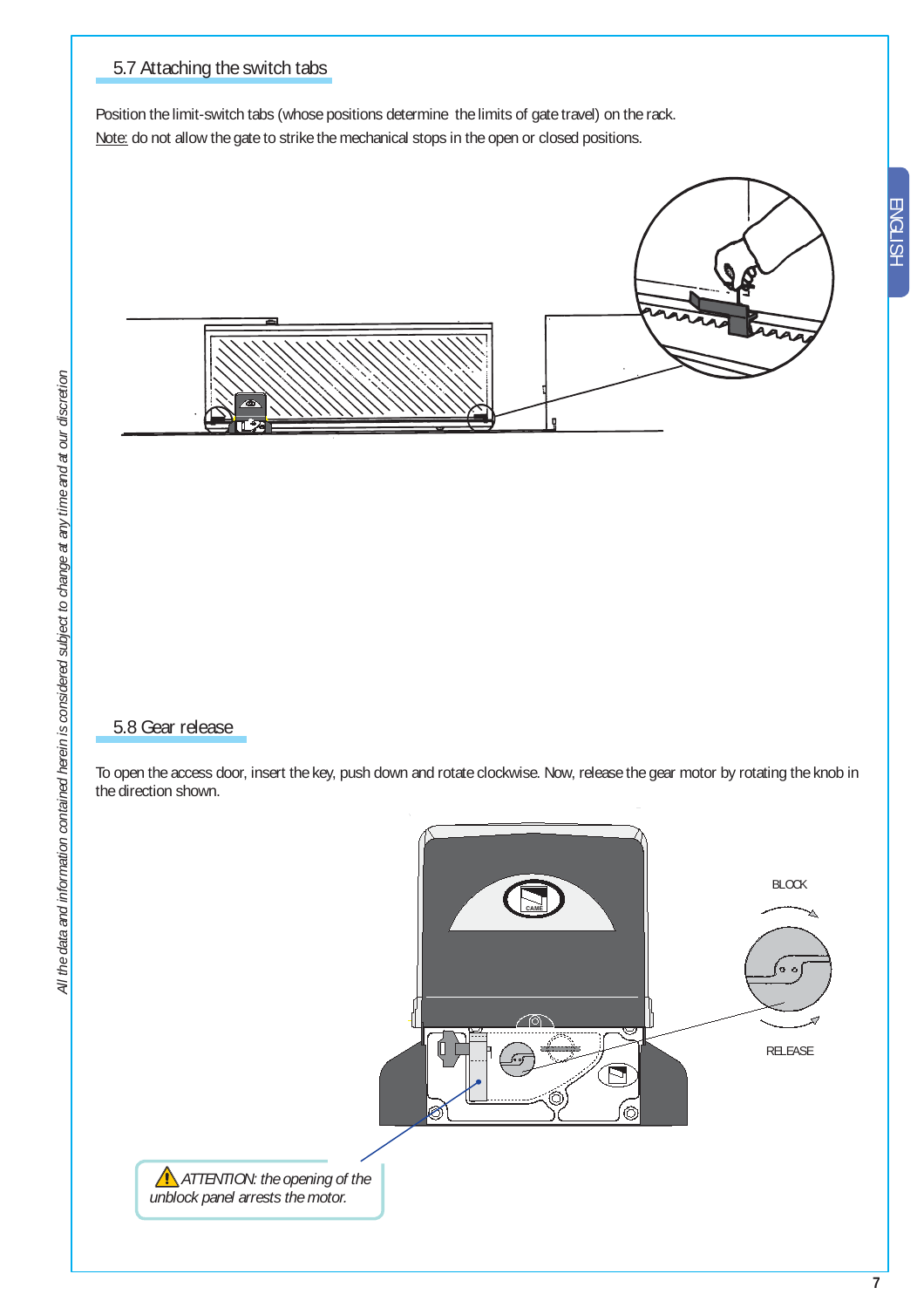## 5.7 Attaching the switch tabs

Position the limit-switch tabs (whose positions determine the limits of gate travel) on the rack.
Note: do not allow the gate to strike the mechanical stops in the open or closed positions.

## 5.8 Gear release

To open the access door, insert the key, push down and rotate clockwise. Now, release the gear motor by rotating the knob in the direction shown.

BLOCK

RELEASE

*ATTENTION: the opening of the unblock panel arrests the motor.*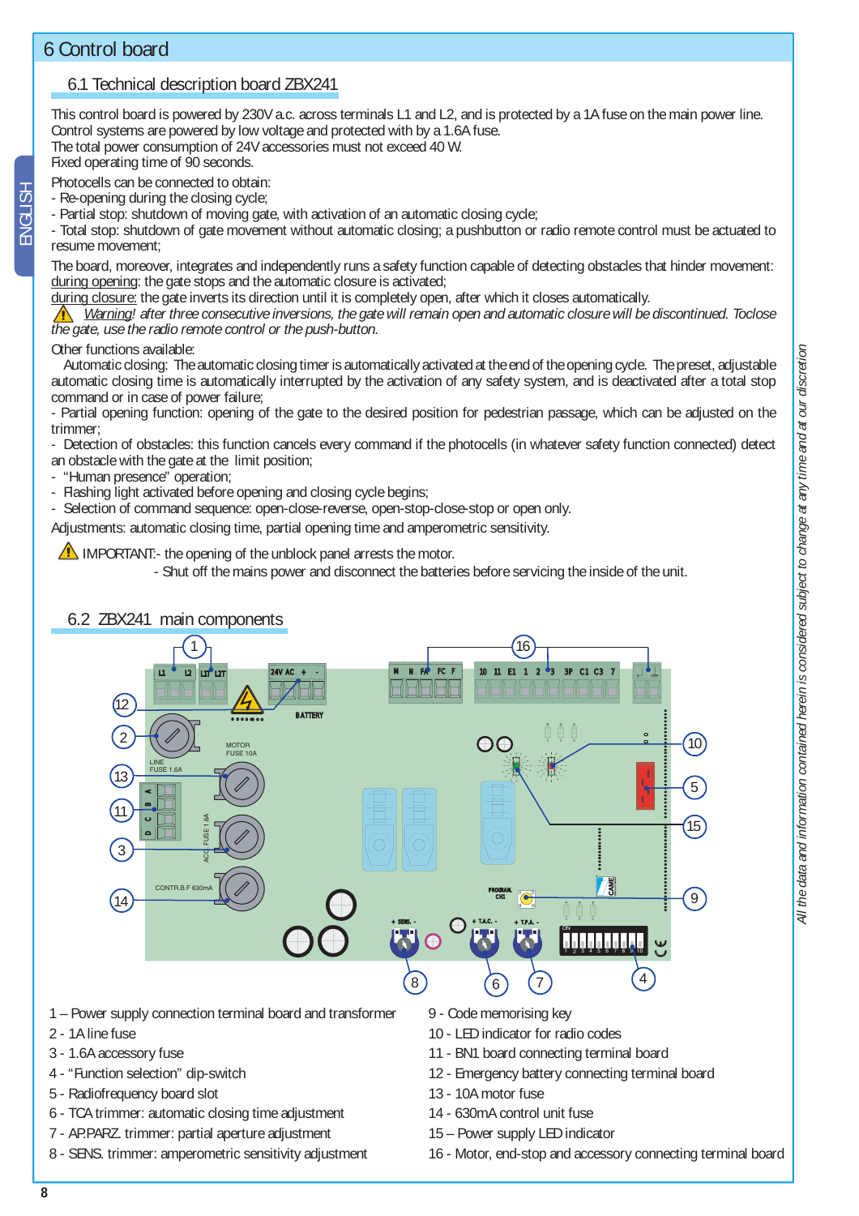# 6 Control board

## 6.1 Technical description board ZBX241

This control board is powered by 230V a.c. across terminals L1 and L2, and is protected by a 1A fuse on the main power line. Control systems are powered by low voltage and protected with by a 1.6A fuse.
The total power consumption of 24V accessories must not exceed 40 W.
Fixed operating time of 90 seconds.

Photocells can be connected to obtain:
- Re-opening during the closing cycle;
- Partial stop: shutdown of moving gate, with activation of an automatic closing cycle;
- Total stop: shutdown of gate movement without automatic closing; a pushbutton or radio remote control must be actuated to resume movement;

The board, moreover, integrates and independently runs a safety function capable of detecting obstacles that hinder movement:
during opening: the gate stops and the automatic closure is activated;
during closure: the gate inverts its direction until it is completely open, after which it closes automatically.
⚠ *Warning! after three consecutive inversions, the gate will remain open and automatic closure will be discontinued. Toclose the gate, use the radio remote control or the push-button.*

Other functions available:
Automatic closing: The automatic closing timer is automatically activated at the end of the opening cycle. The preset, adjustable automatic closing time is automatically interrupted by the activation of any safety system, and is deactivated after a total stop command or in case of power failure;
- Partial opening function: opening of the gate to the desired position for pedestrian passage, which can be adjusted on the trimmer;
- Detection of obstacles: this function cancels every command if the photocells (in whatever safety function connected) detect an obstacle with the gate at the limit position;
- "Human presence" operation;
- Flashing light activated before opening and closing cycle begins;
- Selection of command sequence: open-close-reverse, open-stop-close-stop or open only.

Adjustments: automatic closing time, partial opening time and amperometric sensitivity.

⚠ IMPORTANT:- the opening of the unblock panel arrests the motor.
- Shut off the mains power and disconnect the batteries before servicing the inside of the unit.

## 6.2 ZBX241 main components

1 – Power supply connection terminal board and transformer
2 - 1A line fuse
3 - 1.6A accessory fuse
4 - "Function selection" dip-switch
5 - Radiofrequency board slot
6 - TCA trimmer: automatic closing time adjustment
7 - AP.PARZ. trimmer: partial aperture adjustment
8 - SENS. trimmer: amperometric sensitivity adjustment
9 - Code memorising key
10 - LED indicator for radio codes
11 - BN1 board connecting terminal board
12 - Emergency battery connecting terminal board
13 - 10A motor fuse
14 - 630mA control unit fuse
15 – Power supply LED indicator
16 - Motor, end-stop and accessory connecting terminal board

*All the data and information contained herein is considered subject to change at any time and at our discretion*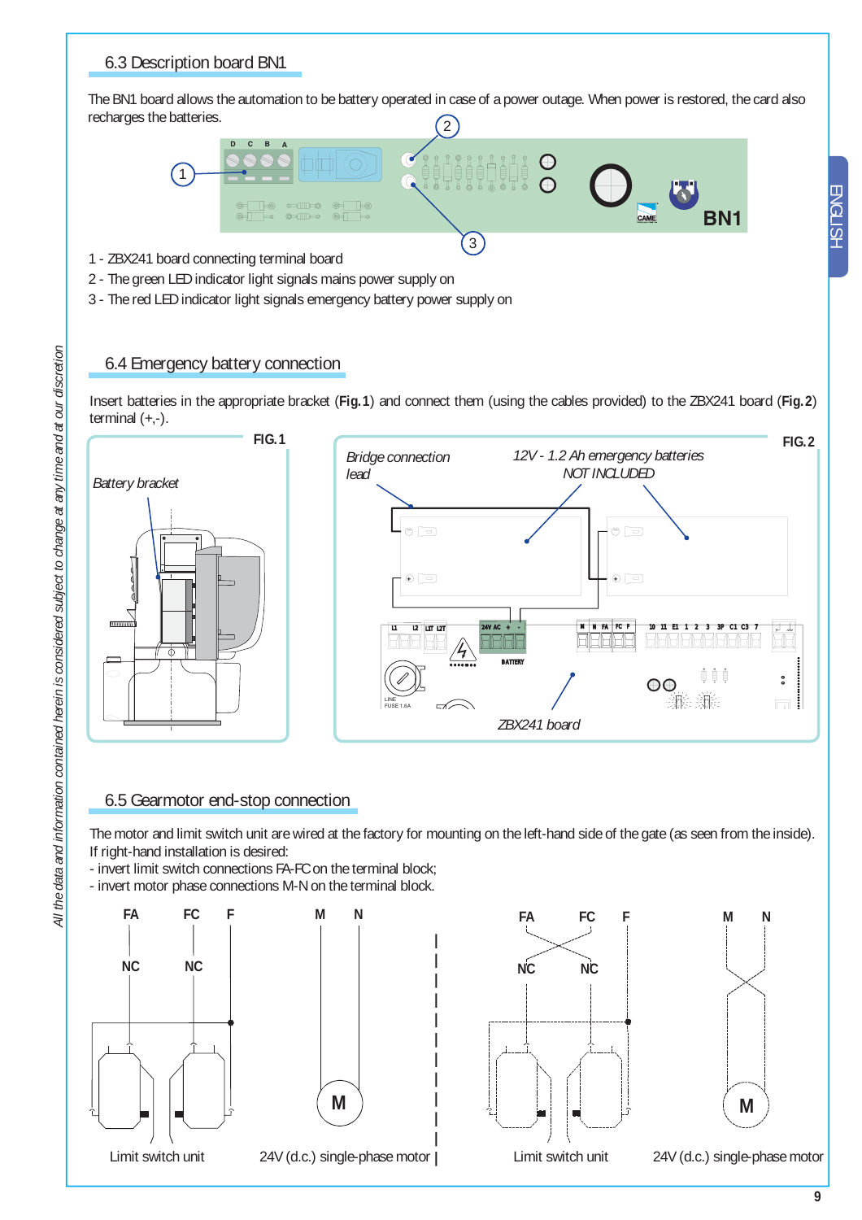## 6.3 Description board BN1

The BN1 board allows the automation to be battery operated in case of a power outage. When power is restored, the card also recharges the batteries.

1 - ZBX241 board connecting terminal board
2 - The green LED indicator light signals mains power supply on
3 - The red LED indicator light signals emergency battery power supply on

## 6.4 Emergency battery connection

Insert batteries in the appropriate bracket (**Fig.1**) and connect them (using the cables provided) to the ZBX241 board (**Fig.2**) terminal (+,-).

**FIG.1**

*Battery bracket*

**FIG.2**

*Bridge connection lead*

*12V - 1.2 Ah emergency batteries NOT INCLUDED*

*ZBX241 board*

## 6.5 Gearmotor end-stop connection

The motor and limit switch unit are wired at the factory for mounting on the left-hand side of the gate (as seen from the inside).
If right-hand installation is desired:
- invert limit switch connections FA-FC on the terminal block;
- invert motor phase connections M-N on the terminal block.

Limit switch unit 24V (d.c.) single-phase motor

Limit switch unit 24V (d.c.) single-phase motor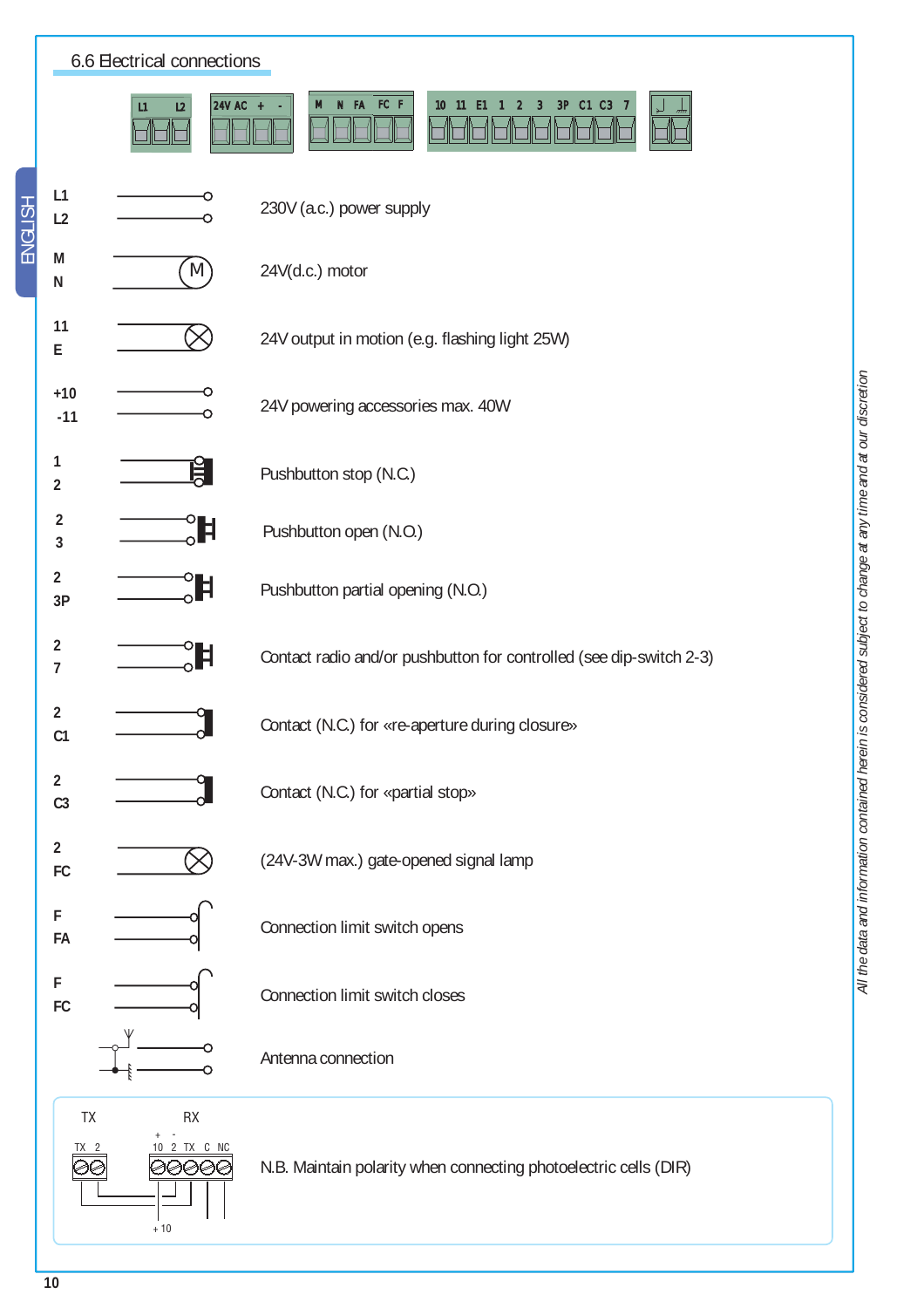## 6.6 Electrical connections

L1 L2 | 24V AC + - | M N FA FC F | 10 11 E1 1 2 3 3P C1 C3 7

| Terminals | Description |
|---|---|
| L1<br>L2 | 230V (a.c.) power supply |
| M<br>N | 24V(d.c.) motor |
| 11<br>E | 24V output in motion (e.g. flashing light 25W) |
| +10<br>-11 | 24V powering accessories max. 40W |
| 1<br>2 | Pushbutton stop (N.C.) |
| 2<br>3 | Pushbutton open (N.O.) |
| 2<br>3P | Pushbutton partial opening (N.O.) |
| 2<br>7 | Contact radio and/or pushbutton for controlled (see dip-switch 2-3) |
| 2<br>C1 | Contact (N.C.) for «re-aperture during closure» |
| 2<br>C3 | Contact (N.C.) for «partial stop» |
| 2<br>FC | (24V-3W max.) gate-opened signal lamp |
| F<br>FA | Connection limit switch opens |
| F<br>FC | Connection limit switch closes |
| | Antenna connection |

TX RX

TX 2 &nbsp;&nbsp;&nbsp; + - 10 2 TX C NC

+ 10

N.B. Maintain polarity when connecting photoelectric cells (DIR)

*All the data and information contained herein is considered subject to change at any time and at our discretion*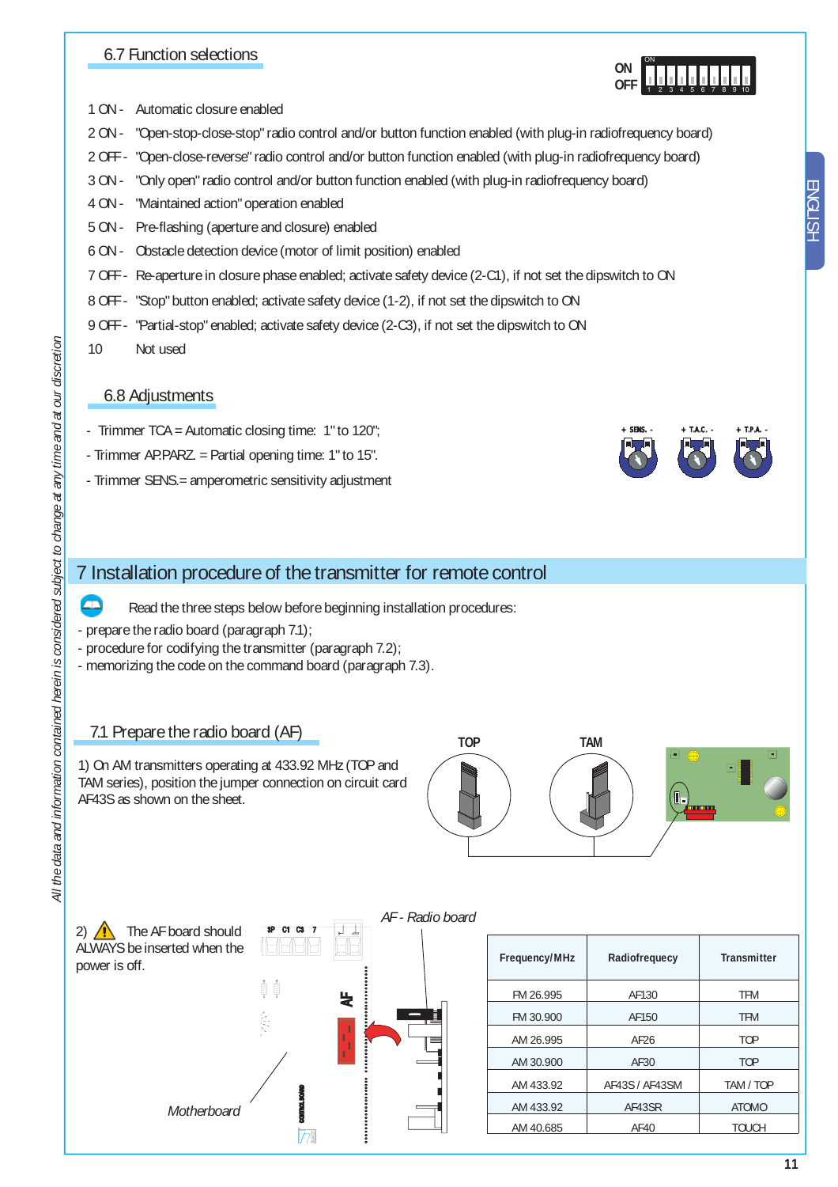## 6.7 Function selections

1 ON - Automatic closure enabled

2 ON - "Open-stop-close-stop" radio control and/or button function enabled (with plug-in radiofrequency board)

2 OFF - "Open-close-reverse" radio control and/or button function enabled (with plug-in radiofrequency board)

3 ON - "Only open" radio control and/or button function enabled (with plug-in radiofrequency board)

4 ON - "Maintained action" operation enabled

5 ON - Pre-flashing (aperture and closure) enabled

6 ON - Obstacle detection device (motor of limit position) enabled

7 OFF - Re-aperture in closure phase enabled; activate safety device (2-C1), if not set the dipswitch to ON

8 OFF - "Stop" button enabled; activate safety device (1-2), if not set the dipswitch to ON

9 OFF - "Partial-stop" enabled; activate safety device (2-C3), if not set the dipswitch to ON

10 Not used

## 6.8 Adjustments

- Trimmer TCA = Automatic closing time: 1" to 120";
- Trimmer AP.PARZ. = Partial opening time: 1" to 15".
- Trimmer SENS.= amperometric sensitivity adjustment

# 7 Installation procedure of the transmitter for remote control

Read the three steps below before beginning installation procedures:

- prepare the radio board (paragraph 7.1);
- procedure for codifying the transmitter (paragraph 7.2);
- memorizing the code on the command board (paragraph 7.3).

## 7.1 Prepare the radio board (AF)

1) On AM transmitters operating at 433.92 MHz (TOP and TAM series), position the jumper connection on circuit card AF43S as shown on the sheet.

TOP TAM

2) The AF board should ALWAYS be inserted when the power is off.

*AF - Radio board*

*Motherboard*

| Frequency/MHz | Radiofrequecy | Transmitter |
|---|---|---|
| FM 26.995 | AF130 | TFM |
| FM 30.900 | AF150 | TFM |
| AM 26.995 | AF26 | TOP |
| AM 30.900 | AF30 | TOP |
| AM 433.92 | AF43S / AF43SM | TAM / TOP |
| AM 433.92 | AF43SR | ATOMO |
| AM 40.685 | AF40 | TOUCH |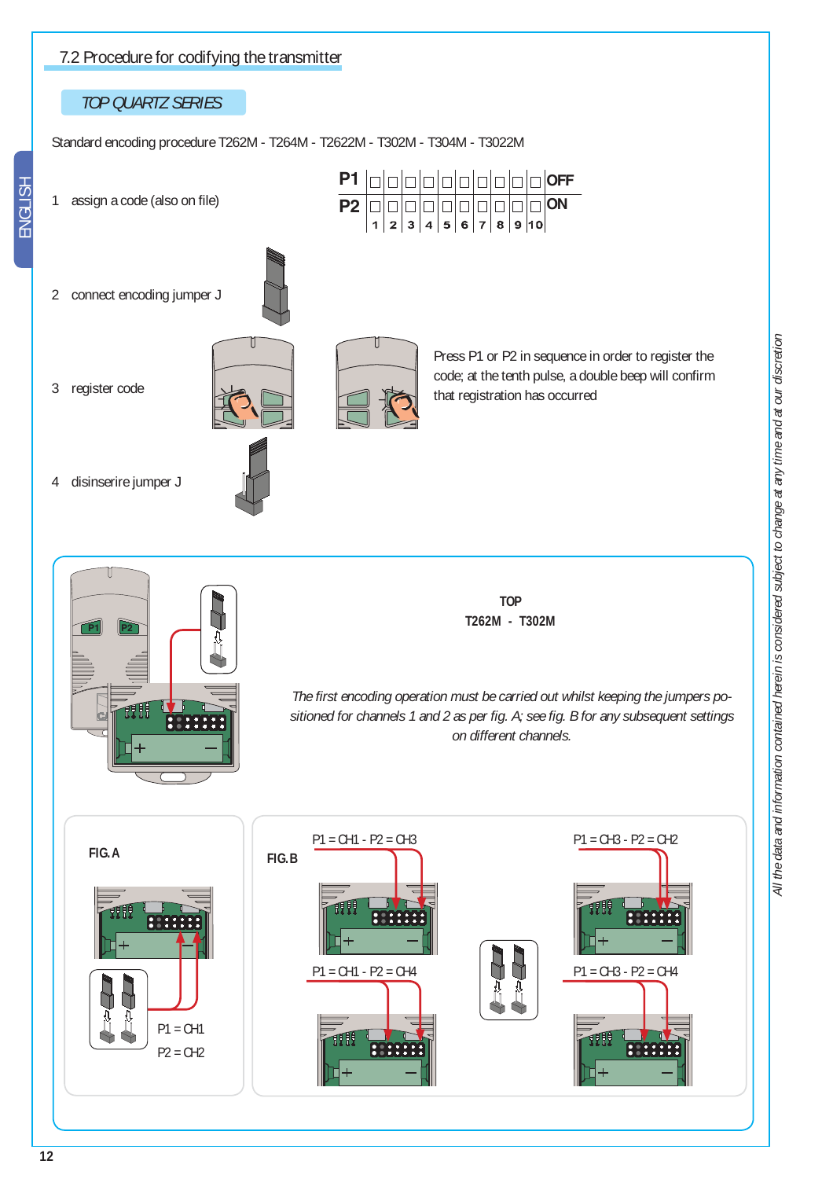## 7.2 Procedure for codifying the transmitter

### TOP QUARTZ SERIES

Standard encoding procedure T262M - T264M - T2622M - T302M - T304M - T3022M

1 assign a code (also on file)

| | | | | | | | | | | | |
|---|---|---|---|---|---|---|---|---|---|---|---|
| P1 | ☐ | ☐ | ☐ | ☐ | ☐ | ☐ | ☐ | ☐ | ☐ | ☐ | OFF |
| P2 | ☐ | ☐ | ☐ | ☐ | ☐ | ☐ | ☐ | ☐ | ☐ | ☐ | ON |
| | 1 | 2 | 3 | 4 | 5 | 6 | 7 | 8 | 9 | 10 | |

2 connect encoding jumper J

3 register code

Press P1 or P2 in sequence in order to register the code; at the tenth pulse, a double beep will confirm that registration has occurred

4 disinserire jumper J

**TOP**
**T262M - T302M**

*The first encoding operation must be carried out whilst keeping the jumpers positioned for channels 1 and 2 as per fig. A; see fig. B for any subsequent settings on different channels.*

**FIG. A**

P1 = CH1
P2 = CH2

**FIG. B**

P1 = CH1 - P2 = CH3

P1 = CH3 - P2 = CH2

P1 = CH1 - P2 = CH4

P1 = CH3 - P2 = CH4

*All the data and information contained herein is considered subject to change at any time and at our discretion*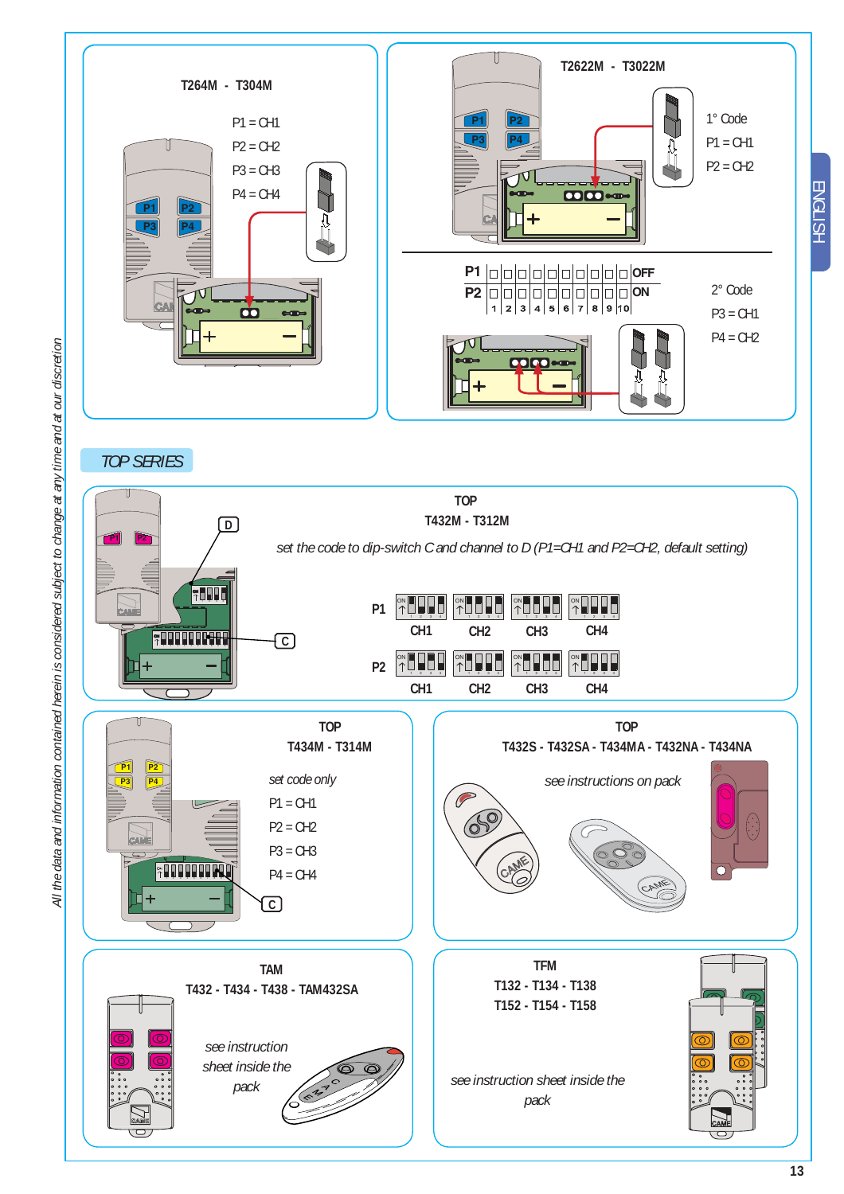ENGLISH

All the data and information contained herein is considered subject to change at any time and at our discretion

### T264M - T304M

P1 = CH1

P2 = CH2

P3 = CH3

P4 = CH4

### T2622M - T3022M

1° Code

P1 = CH1

P2 = CH2

| | 1 | 2 | 3 | 4 | 5 | 6 | 7 | 8 | 9 | 10 | |
|---|---|---|---|---|---|---|---|---|---|---|---|
| P1 | □ | □ | □ | □ | □ | □ | □ | □ | □ | □ | OFF |
| P2 | □ | □ | □ | □ | □ | □ | □ | □ | □ | □ | ON |

2° Code

P3 = CH1

P4 = CH2

## TOP SERIES

### TOP
### T432M - T312M

*set the code to dip-switch C and channel to D (P1=CH1 and P2=CH2, default setting)*

| | | | | |
|---|---|---|---|---|
| P1 | CH1 | CH2 | CH3 | CH4 |
| P2 | CH1 | CH2 | CH3 | CH4 |

### TOP
### T434M - T314M

*set code only*

P1 = CH1

P2 = CH2

P3 = CH3

P4 = CH4

### TOP
### T432S - T432SA - T434MA - T432NA - T434NA

*see instructions on pack*

### TAM
### T432 - T434 - T438 - TAM432SA

*see instruction sheet inside the pack*

### TFM
### T132 - T134 - T138
### T152 - T154 - T158

*see instruction sheet inside the pack*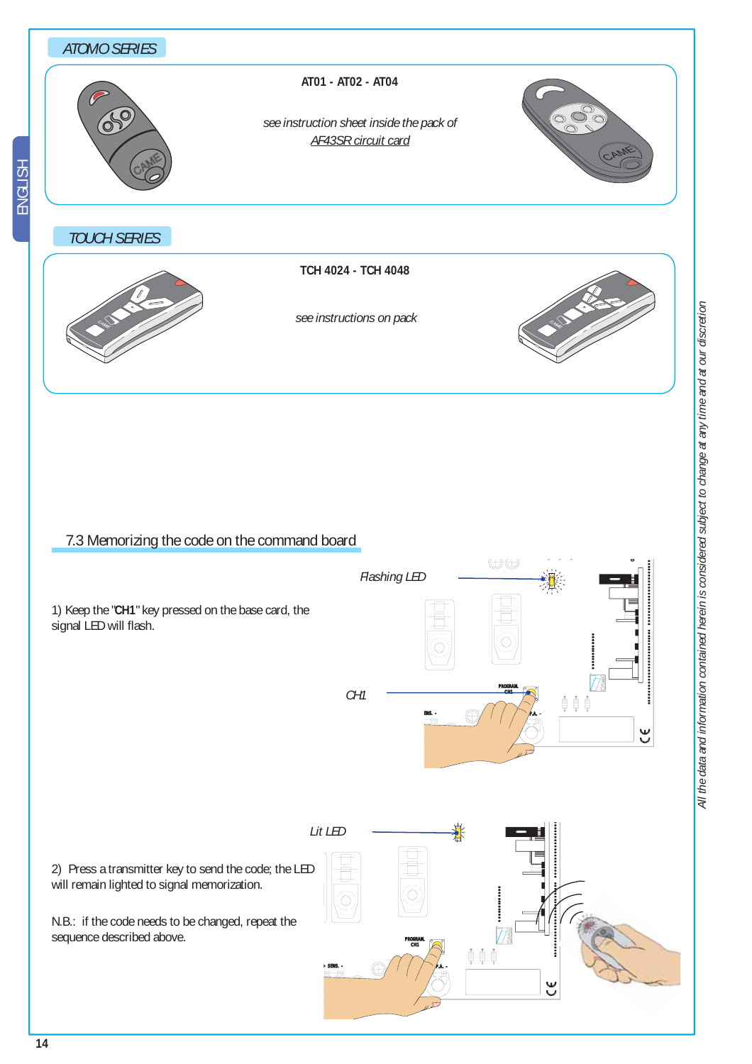## ATOMO SERIES

**AT01 - AT02 - AT04**

*see instruction sheet inside the pack of*
*AF43SR circuit card*

## TOUCH SERIES

**TCH 4024 - TCH 4048**

*see instructions on pack*

## 7.3 Memorizing the code on the command board

1) Keep the "**CH1**" key pressed on the base card, the signal LED will flash.

*Flashing LED*

*CH1*

2) Press a transmitter key to send the code; the LED will remain lighted to signal memorization.

N.B.: if the code needs to be changed, repeat the sequence described above.

*Lit LED*

*All the data and information contained herein is considered subject to change at any time and at our discretion*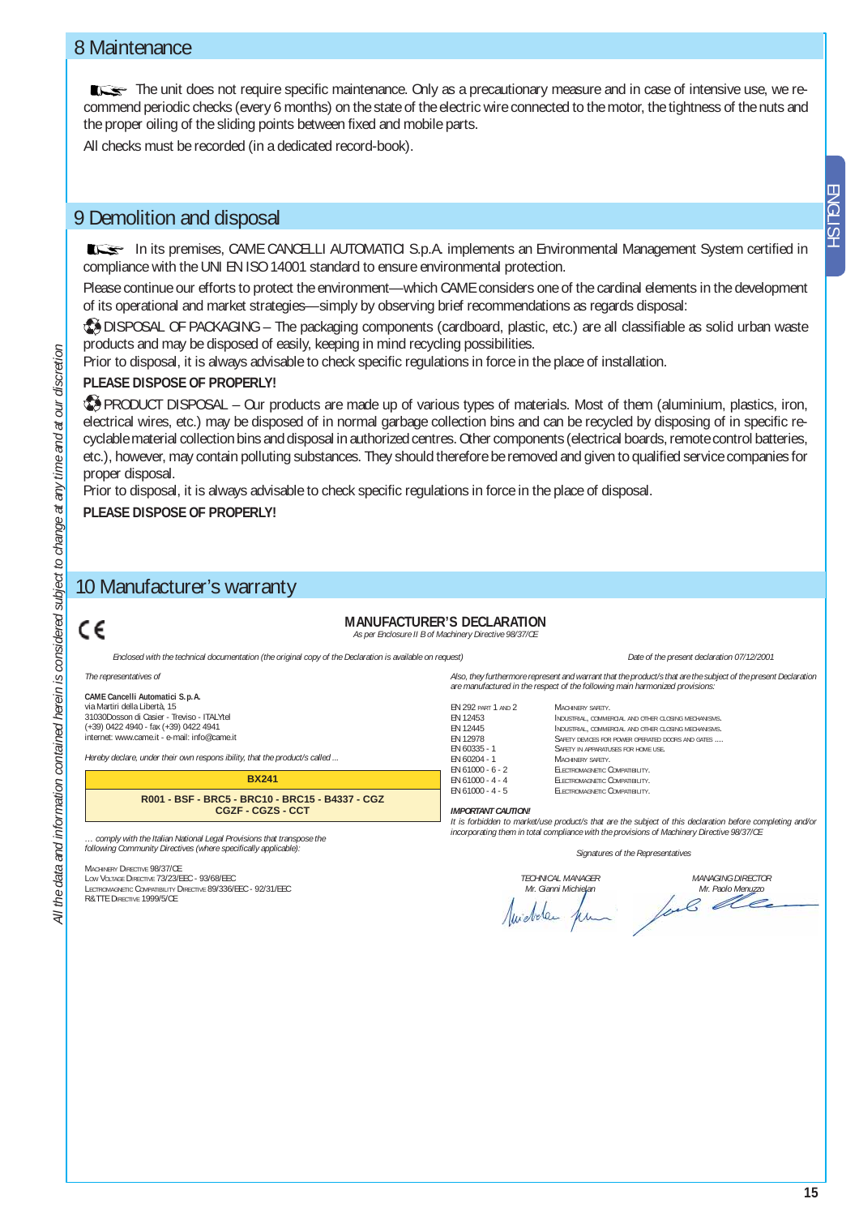## 8 Maintenance

The unit does not require specific maintenance. Only as a precautionary measure and in case of intensive use, we recommend periodic checks (every 6 months) on the state of the electric wire connected to the motor, the tightness of the nuts and the proper oiling of the sliding points between fixed and mobile parts.

All checks must be recorded (in a dedicated record-book).

## 9 Demolition and disposal

In its premises, CAME CANCELLI AUTOMATICI S.p.A. implements an Environmental Management System certified in compliance with the UNI EN ISO 14001 standard to ensure environmental protection.

Please continue our efforts to protect the environment—which CAME considers one of the cardinal elements in the development of its operational and market strategies—simply by observing brief recommendations as regards disposal:

DISPOSAL OF PACKAGING – The packaging components (cardboard, plastic, etc.) are all classifiable as solid urban waste products and may be disposed of easily, keeping in mind recycling possibilities.
Prior to disposal, it is always advisable to check specific regulations in force in the place of installation.

**PLEASE DISPOSE OF PROPERLY!**

PRODUCT DISPOSAL – Our products are made up of various types of materials. Most of them (aluminium, plastics, iron, electrical wires, etc.) may be disposed of in normal garbage collection bins and can be recycled by disposing of in specific recyclable material collection bins and disposal in authorized centres. Other components (electrical boards, remote control batteries, etc.), however, may contain polluting substances. They should therefore be removed and given to qualified service companies for proper disposal.
Prior to disposal, it is always advisable to check specific regulations in force in the place of disposal.

**PLEASE DISPOSE OF PROPERLY!**

## 10 Manufacturer's warranty

CE

**MANUFACTURER'S DECLARATION**
*As per Enclosure II B of Machinery Directive 98/37/CE*

*Enclosed with the technical documentation (the original copy of the Declaration is available on request)*

*Date of the present declaration 07/12/2001*

*The representatives of*

**CAME Cancelli Automatici S.p.A.**
via Martiri della Libertà, 15
31030Dosson di Casier - Treviso - ITALYtel
(+39) 0422 4940 - fax (+39) 0422 4941
internet: www.came.it - e-mail: info@came.it

*Hereby declare, under their own respons ibility, that the product/s called ...*

**BX241**

**R001 - BSF - BRC5 - BRC10 - BRC15 - B4337 - CGZ CGZF - CGZS - CCT**

*... comply with the Italian National Legal Provisions that transpose the following Community Directives (where specifically applicable):*

MACHINERY DIRECTIVE 98/37/CE
LOW VOLTAGE DIRECTIVE 73/23/EEC - 93/68/EEC
LECTROMAGNETIC COMPATIBILITY DIRECTIVE 89/336/EEC - 92/31/EEC
R&TTE DIRECTIVE 1999/5/CE

*Also, they furthermore represent and warrant that the product/s that are the subject of the present Declaration are manufactured in the respect of the following main harmonized provisions:*

| | |
|---|---|
| EN 292 PART 1 AND 2 | MACHINERY SAFETY. |
| EN 12453 | INDUSTRIAL, COMMERCIAL AND OTHER CLOSING MECHANISMS. |
| EN 12445 | INDUSTRIAL, COMMERCIAL AND OTHER CLOSING MECHANISMS. |
| EN 12978 | SAFETY DEVICES FOR POWER OPERATED DOORS AND GATES .... |
| EN 60335 - 1 | SAFETY IN APPARATUSES FOR HOME USE. |
| EN 60204 - 1 | MACHINERY SAFETY. |
| EN 61000 - 6 - 2 | ELECTROMAGNETIC COMPATIBILITY. |
| EN 61000 - 4 - 4 | ELECTROMAGNETIC COMPATIBILITY. |
| EN 61000 - 4 - 5 | ELECTROMAGNETIC COMPATIBILITY. |

***IMPORTANT CAUTION!***
*It is forbidden to market/use product/s that are the subject of this declaration before completing and/or incorporating them in total compliance with the provisions of Machinery Directive 98/37/CE*

*Signatures of the Representatives*

*TECHNICAL MANAGER*
*Mr. Gianni Michielan*

*MANAGING DIRECTOR*
*Mr. Paolo Menuzzo*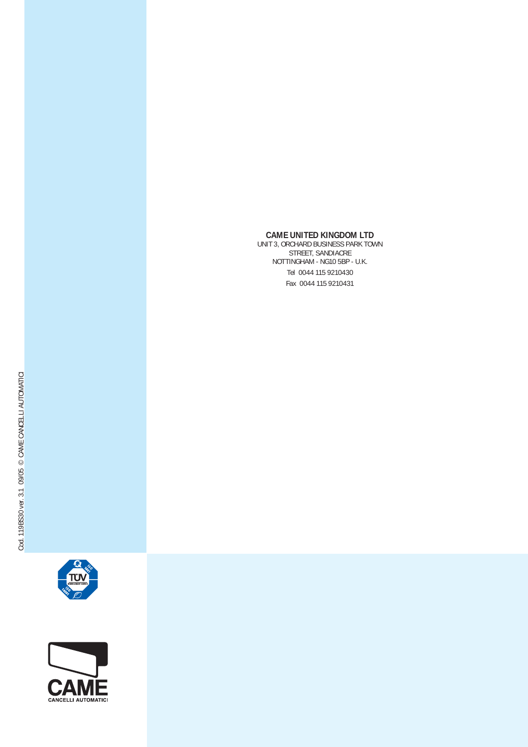**CAME UNITED KINGDOM LTD**

UNIT 3, ORCHARD BUSINESS PARK TOWN
STREET, SANDIACRE
NOTTINGHAM - NG10 5BP - U.K.

Tel 0044 115 9210430

Fax 0044 115 9210431

Cod. 119BS30 ver. 3.1 09/05 © CAME CANCELLI AUTOMATICI

CAME
CANCELLI AUTOMATICI